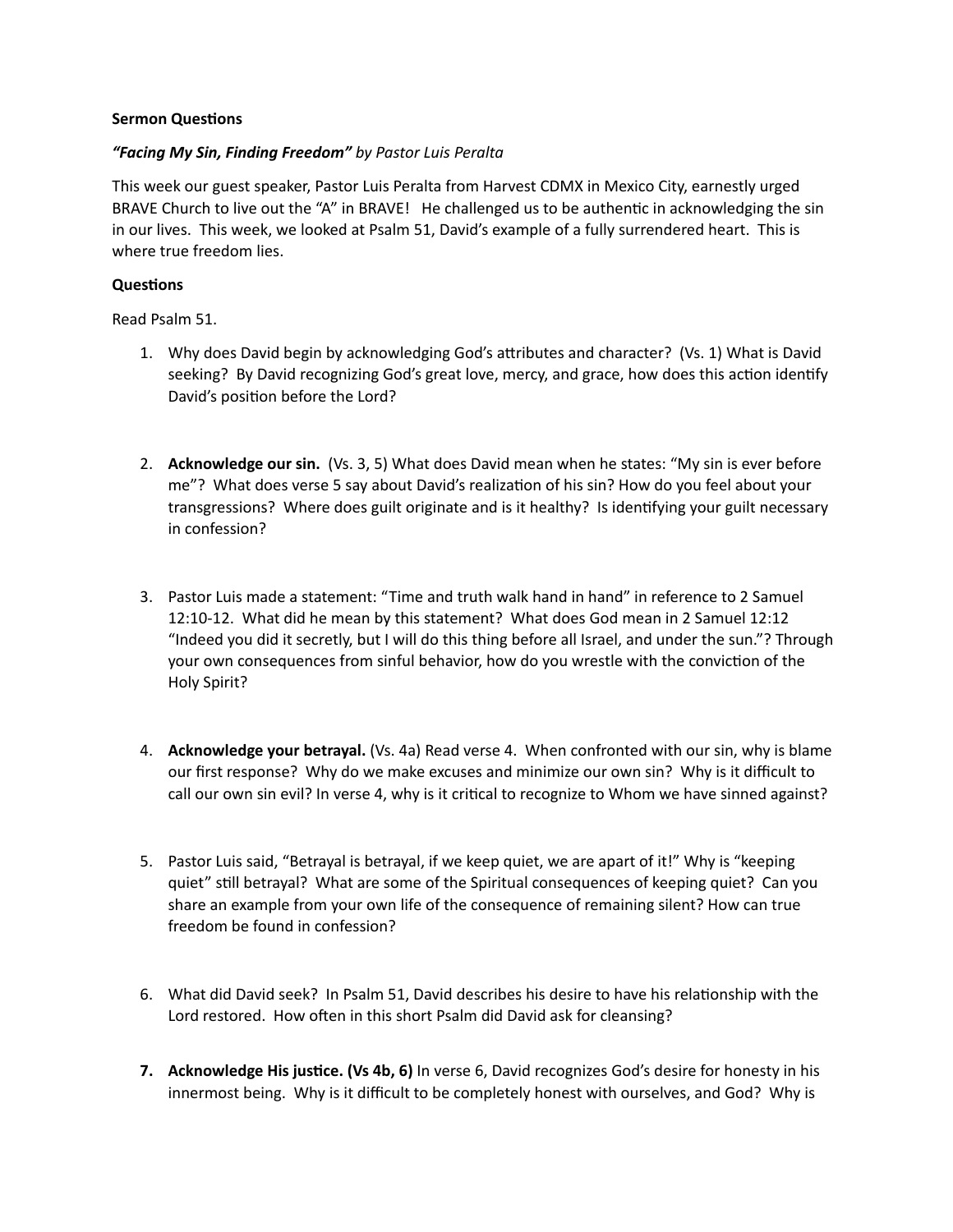**Sermon Questions**

***"Facing My Sin, Finding Freedom"*** *by Pastor Luis Peralta*

This week our guest speaker, Pastor Luis Peralta from Harvest CDMX in Mexico City, earnestly urged BRAVE Church to live out the "A" in BRAVE! He challenged us to be authentic in acknowledging the sin in our lives. This week, we looked at Psalm 51, David's example of a fully surrendered heart. This is where true freedom lies.

**Questions**

Read Psalm 51.

1. Why does David begin by acknowledging God's attributes and character? (Vs. 1) What is David seeking? By David recognizing God's great love, mercy, and grace, how does this action identify David's position before the Lord?

2. **Acknowledge our sin.** (Vs. 3, 5) What does David mean when he states: "My sin is ever before me"? What does verse 5 say about David's realization of his sin? How do you feel about your transgressions? Where does guilt originate and is it healthy? Is identifying your guilt necessary in confession?

3. Pastor Luis made a statement: "Time and truth walk hand in hand" in reference to 2 Samuel 12:10-12. What did he mean by this statement? What does God mean in 2 Samuel 12:12 "Indeed you did it secretly, but I will do this thing before all Israel, and under the sun."? Through your own consequences from sinful behavior, how do you wrestle with the conviction of the Holy Spirit?

4. **Acknowledge your betrayal.** (Vs. 4a) Read verse 4. When confronted with our sin, why is blame our first response? Why do we make excuses and minimize our own sin? Why is it difficult to call our own sin evil? In verse 4, why is it critical to recognize to Whom we have sinned against?

5. Pastor Luis said, "Betrayal is betrayal, if we keep quiet, we are apart of it!" Why is "keeping quiet" still betrayal? What are some of the Spiritual consequences of keeping quiet? Can you share an example from your own life of the consequence of remaining silent? How can true freedom be found in confession?

6. What did David seek? In Psalm 51, David describes his desire to have his relationship with the Lord restored. How often in this short Psalm did David ask for cleansing?

7. **Acknowledge His justice. (Vs 4b, 6)** In verse 6, David recognizes God's desire for honesty in his innermost being. Why is it difficult to be completely honest with ourselves, and God? Why is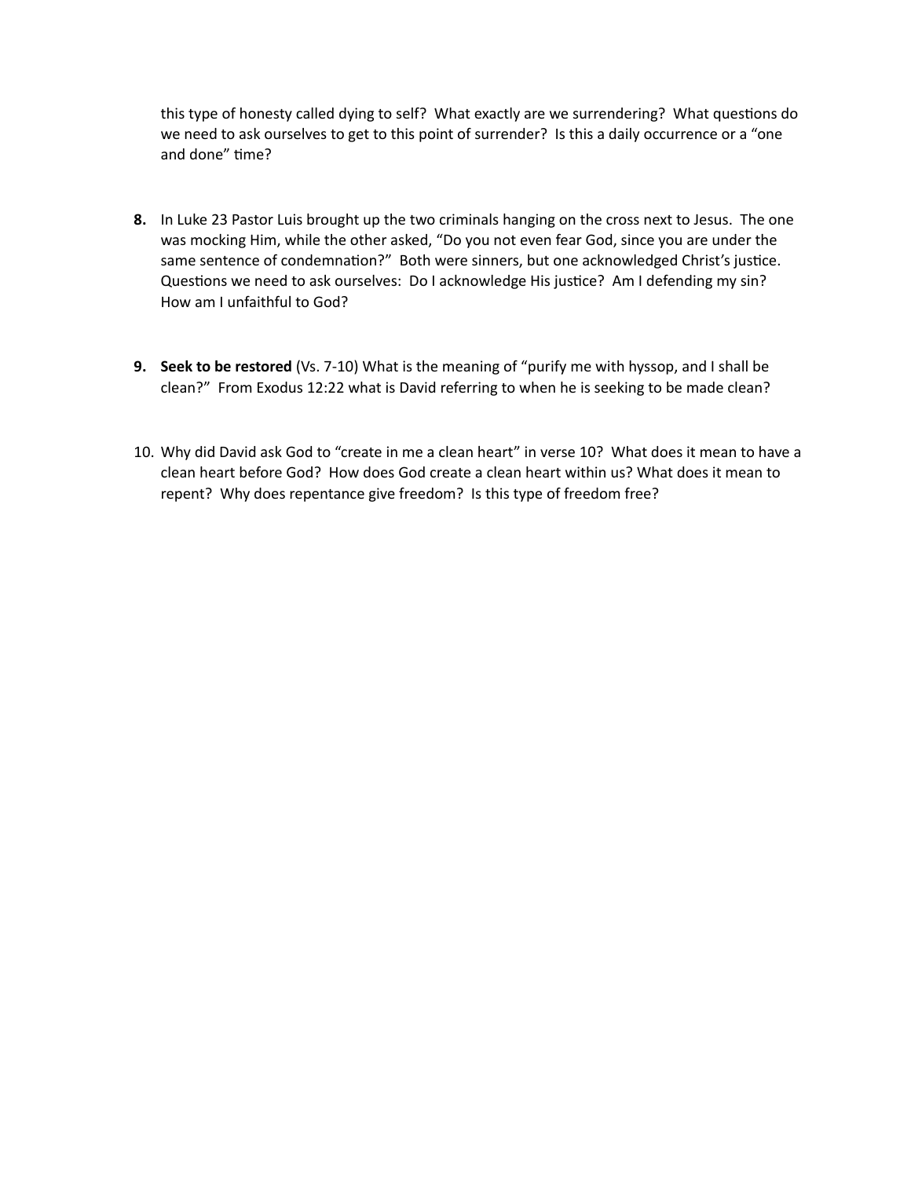this type of honesty called dying to self? What exactly are we surrendering? What questions do we need to ask ourselves to get to this point of surrender? Is this a daily occurrence or a "one and done" time?

8. In Luke 23 Pastor Luis brought up the two criminals hanging on the cross next to Jesus. The one was mocking Him, while the other asked, "Do you not even fear God, since you are under the same sentence of condemnation?" Both were sinners, but one acknowledged Christ's justice. Questions we need to ask ourselves: Do I acknowledge His justice? Am I defending my sin? How am I unfaithful to God?

9. **Seek to be restored** (Vs. 7-10) What is the meaning of "purify me with hyssop, and I shall be clean?" From Exodus 12:22 what is David referring to when he is seeking to be made clean?

10. Why did David ask God to "create in me a clean heart" in verse 10? What does it mean to have a clean heart before God? How does God create a clean heart within us? What does it mean to repent? Why does repentance give freedom? Is this type of freedom free?